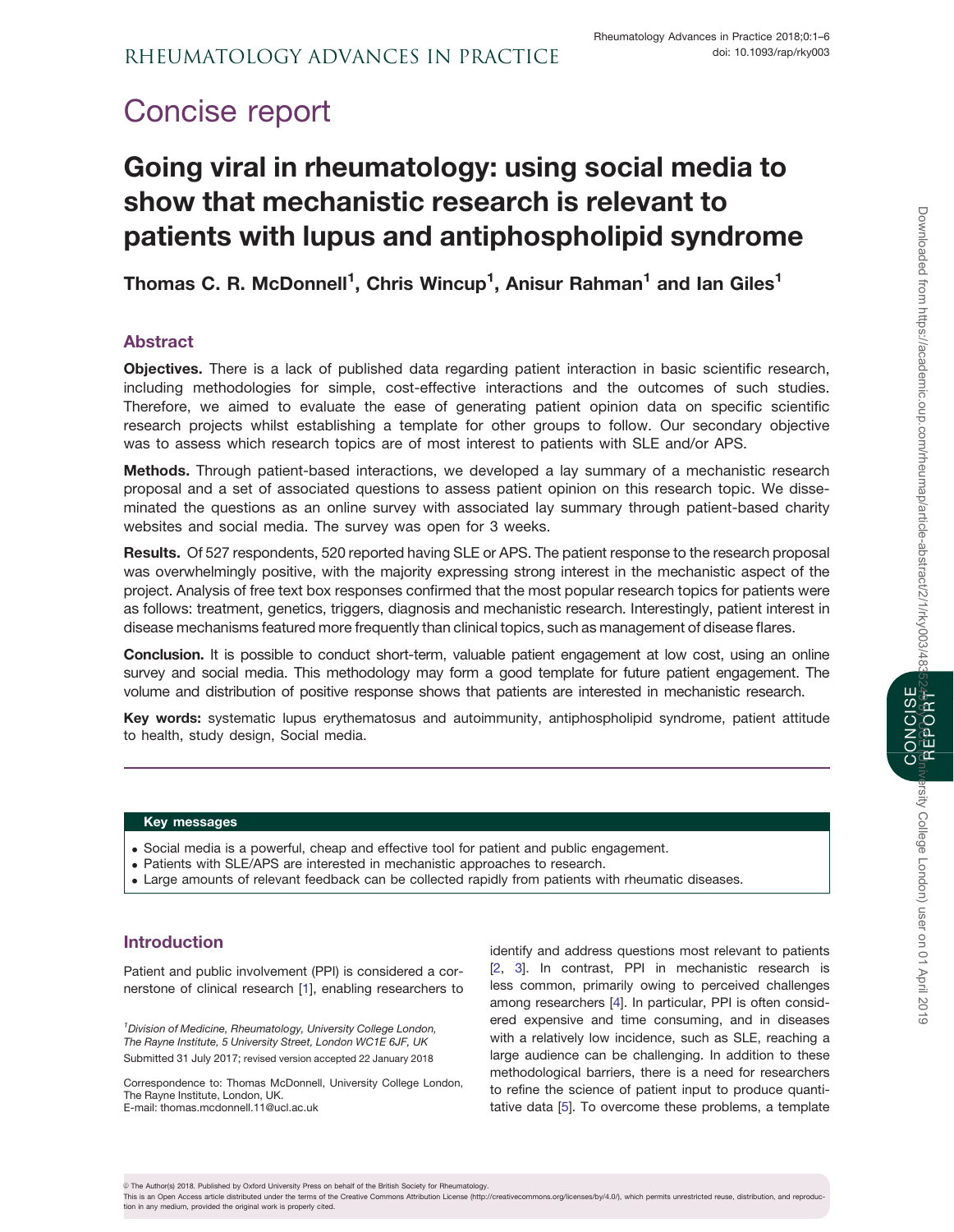Concise report

# Going viral in rheumatology: using social media to show that mechanistic research is relevant to patients with lupus and antiphospholipid syndrome

**Thomas C. R. McDonnell[1], Chris Wincup[1], Anisur Rahman[1] and Ian Giles[1]**

## Abstract

**Objectives.** There is a lack of published data regarding patient interaction in basic scientific research, including methodologies for simple, cost-effective interactions and the outcomes of such studies. Therefore, we aimed to evaluate the ease of generating patient opinion data on specific scientific research projects whilst establishing a template for other groups to follow. Our secondary objective was to assess which research topics are of most interest to patients with SLE and/or APS.

**Methods.** Through patient-based interactions, we developed a lay summary of a mechanistic research proposal and a set of associated questions to assess patient opinion on this research topic. We disseminated the questions as an online survey with associated lay summary through patient-based charity websites and social media. The survey was open for 3 weeks.

**Results.** Of 527 respondents, 520 reported having SLE or APS. The patient response to the research proposal was overwhelmingly positive, with the majority expressing strong interest in the mechanistic aspect of the project. Analysis of free text box responses confirmed that the most popular research topics for patients were as follows: treatment, genetics, triggers, diagnosis and mechanistic research. Interestingly, patient interest in disease mechanisms featured more frequently than clinical topics, such as management of disease flares.

**Conclusion.** It is possible to conduct short-term, valuable patient engagement at low cost, using an online survey and social media. This methodology may form a good template for future patient engagement. The volume and distribution of positive response shows that patients are interested in mechanistic research.

**Key words:** systematic lupus erythematosus and autoimmunity, antiphospholipid syndrome, patient attitude to health, study design, Social media.

### Key messages

- Social media is a powerful, cheap and effective tool for patient and public engagement.
- Patients with SLE/APS are interested in mechanistic approaches to research.
- Large amounts of relevant feedback can be collected rapidly from patients with rheumatic diseases.

## Introduction

Patient and public involvement (PPI) is considered a cornerstone of clinical research [1], enabling researchers to identify and address questions most relevant to patients [2, 3]. In contrast, PPI in mechanistic research is less common, primarily owing to perceived challenges among researchers [4]. In particular, PPI is often considered expensive and time consuming, and in diseases with a relatively low incidence, such as SLE, reaching a large audience can be challenging. In addition to these methodological barriers, there is a need for researchers to refine the science of patient input to produce quantitative data [5]. To overcome these problems, a template

[1]*Division of Medicine, Rheumatology, University College London, The Rayne Institute, 5 University Street, London WC1E 6JF, UK*
Submitted 31 July 2017; revised version accepted 22 January 2018

Correspondence to: Thomas McDonnell, University College London, The Rayne Institute, London, UK.
E-mail: thomas.mcdonnell.11@ucl.ac.uk

© The Author(s) 2018. Published by Oxford University Press on behalf of the British Society for Rheumatology.
This is an Open Access article distributed under the terms of the Creative Commons Attribution License (http://creativecommons.org/licenses/by/4.0/), which permits unrestricted reuse, distribution, and reproduction in any medium, provided the original work is properly cited.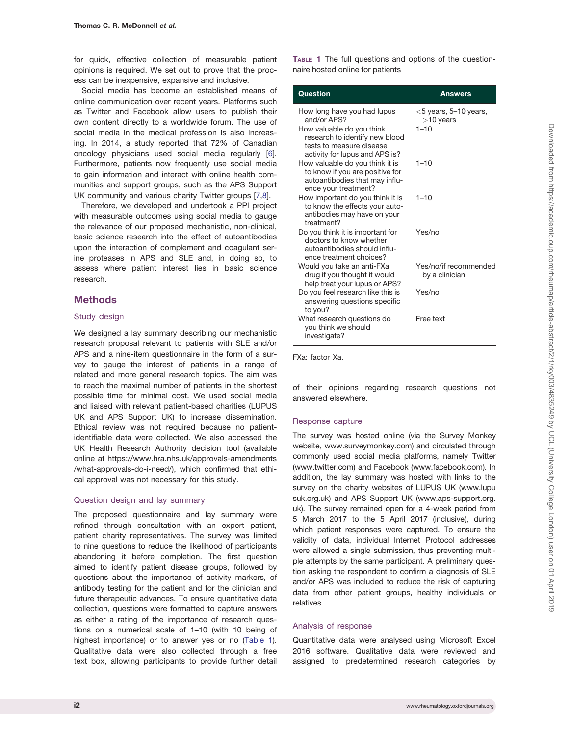for quick, effective collection of measurable patient opinions is required. We set out to prove that the process can be inexpensive, expansive and inclusive.

Social media has become an established means of online communication over recent years. Platforms such as Twitter and Facebook allow users to publish their own content directly to a worldwide forum. The use of social media in the medical profession is also increasing. In 2014, a study reported that 72% of Canadian oncology physicians used social media regularly [6]. Furthermore, patients now frequently use social media to gain information and interact with online health communities and support groups, such as the APS Support UK community and various charity Twitter groups [7,8].

Therefore, we developed and undertook a PPI project with measurable outcomes using social media to gauge the relevance of our proposed mechanistic, non-clinical, basic science research into the effect of autoantibodies upon the interaction of complement and coagulant serine proteases in APS and SLE and, in doing so, to assess where patient interest lies in basic science research.

## Methods

### Study design

We designed a lay summary describing our mechanistic research proposal relevant to patients with SLE and/or APS and a nine-item questionnaire in the form of a survey to gauge the interest of patients in a range of related and more general research topics. The aim was to reach the maximal number of patients in the shortest possible time for minimal cost. We used social media and liaised with relevant patient-based charities (LUPUS UK and APS Support UK) to increase dissemination. Ethical review was not required because no patient-identifiable data were collected. We also accessed the UK Health Research Authority decision tool (available online at https://www.hra.nhs.uk/approvals-amendments/what-approvals-do-i-need/), which confirmed that ethical approval was not necessary for this study.

### Question design and lay summary

The proposed questionnaire and lay summary were refined through consultation with an expert patient, patient charity representatives. The survey was limited to nine questions to reduce the likelihood of participants abandoning it before completion. The first question aimed to identify patient disease groups, followed by questions about the importance of activity markers, of antibody testing for the patient and for the clinician and future therapeutic advances. To ensure quantitative data collection, questions were formatted to capture answers as either a rating of the importance of research questions on a numerical scale of 1–10 (with 10 being of highest importance) or to answer yes or no (Table 1). Qualitative data were also collected through a free text box, allowing participants to provide further detail of their opinions regarding research questions not answered elsewhere.

**Table 1** The full questions and options of the questionnaire hosted online for patients

| Question | Answers |
|---|---|
| How long have you had lupus and/or APS? | <5 years, 5–10 years, >10 years |
| How valuable do you think research to identify new blood tests to measure disease activity for lupus and APS is? | 1–10 |
| How valuable do you think it is to know if you are positive for autoantibodies that may influence your treatment? | 1–10 |
| How important do you think it is to know the effects your autoantibodies may have on your treatment? | 1–10 |
| Do you think it is important for doctors to know whether autoantibodies should influence treatment choices? | Yes/no |
| Would you take an anti-FXa drug if you thought it would help treat your lupus or APS? | Yes/no/if recommended by a clinician |
| Do you feel research like this is answering questions specific to you? | Yes/no |
| What research questions do you think we should investigate? | Free text |

FXa: factor Xa.

### Response capture

The survey was hosted online (via the Survey Monkey website, www.surveymonkey.com) and circulated through commonly used social media platforms, namely Twitter (www.twitter.com) and Facebook (www.facebook.com). In addition, the lay summary was hosted with links to the survey on the charity websites of LUPUS UK (www.lupusuk.org.uk) and APS Support UK (www.aps-support.org.uk). The survey remained open for a 4-week period from 5 March 2017 to the 5 April 2017 (inclusive), during which patient responses were captured. To ensure the validity of data, individual Internet Protocol addresses were allowed a single submission, thus preventing multiple attempts by the same participant. A preliminary question asking the respondent to confirm a diagnosis of SLE and/or APS was included to reduce the risk of capturing data from other patient groups, healthy individuals or relatives.

### Analysis of response

Quantitative data were analysed using Microsoft Excel 2016 software. Qualitative data were reviewed and assigned to predetermined research categories by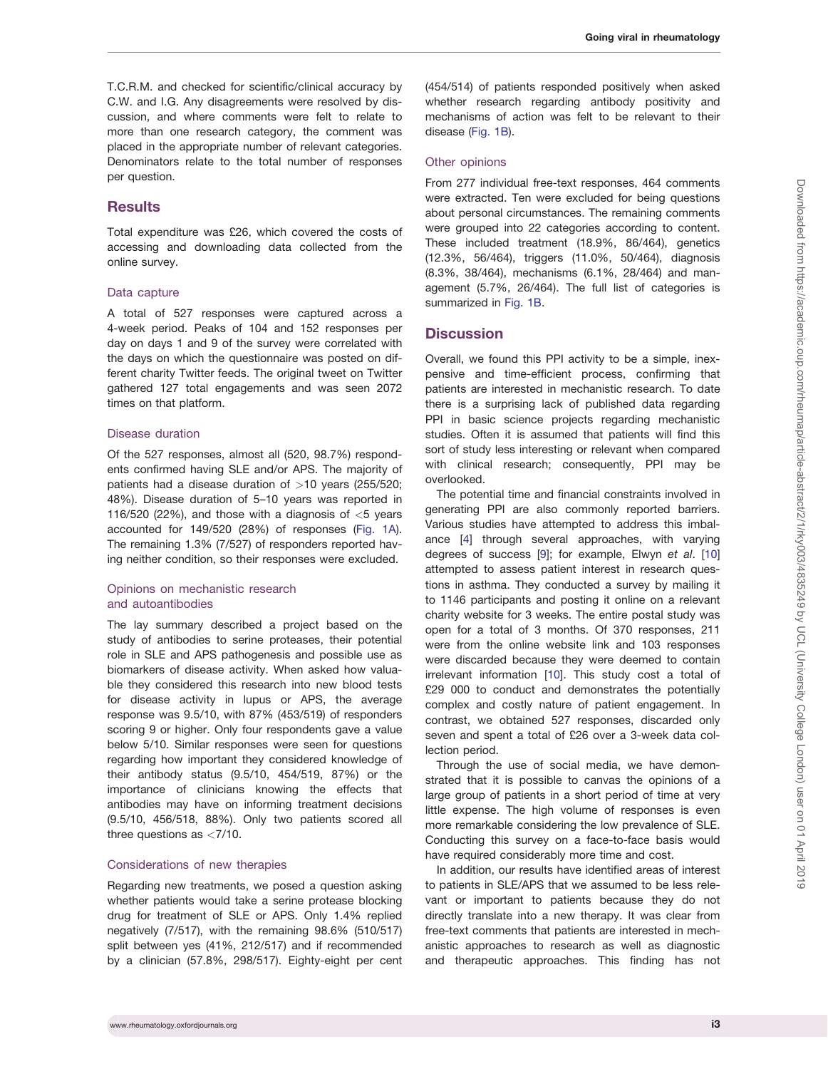T.C.R.M. and checked for scientific/clinical accuracy by C.W. and I.G. Any disagreements were resolved by discussion, and where comments were felt to relate to more than one research category, the comment was placed in the appropriate number of relevant categories. Denominators relate to the total number of responses per question.

## Results

Total expenditure was £26, which covered the costs of accessing and downloading data collected from the online survey.

### Data capture

A total of 527 responses were captured across a 4-week period. Peaks of 104 and 152 responses per day on days 1 and 9 of the survey were correlated with the days on which the questionnaire was posted on different charity Twitter feeds. The original tweet on Twitter gathered 127 total engagements and was seen 2072 times on that platform.

### Disease duration

Of the 527 responses, almost all (520, 98.7%) respondents confirmed having SLE and/or APS. The majority of patients had a disease duration of >10 years (255/520; 48%). Disease duration of 5–10 years was reported in 116/520 (22%), and those with a diagnosis of <5 years accounted for 149/520 (28%) of responses (Fig. 1A). The remaining 1.3% (7/527) of responders reported having neither condition, so their responses were excluded.

### Opinions on mechanistic research and autoantibodies

The lay summary described a project based on the study of antibodies to serine proteases, their potential role in SLE and APS pathogenesis and possible use as biomarkers of disease activity. When asked how valuable they considered this research into new blood tests for disease activity in lupus or APS, the average response was 9.5/10, with 87% (453/519) of responders scoring 9 or higher. Only four respondents gave a value below 5/10. Similar responses were seen for questions regarding how important they considered knowledge of their antibody status (9.5/10, 454/519, 87%) or the importance of clinicians knowing the effects that antibodies may have on informing treatment decisions (9.5/10, 456/518, 88%). Only two patients scored all three questions as <7/10.

### Considerations of new therapies

Regarding new treatments, we posed a question asking whether patients would take a serine protease blocking drug for treatment of SLE or APS. Only 1.4% replied negatively (7/517), with the remaining 98.6% (510/517) split between yes (41%, 212/517) and if recommended by a clinician (57.8%, 298/517). Eighty-eight per cent (454/514) of patients responded positively when asked whether research regarding antibody positivity and mechanisms of action was felt to be relevant to their disease (Fig. 1B).

### Other opinions

From 277 individual free-text responses, 464 comments were extracted. Ten were excluded for being questions about personal circumstances. The remaining comments were grouped into 22 categories according to content. These included treatment (18.9%, 86/464), genetics (12.3%, 56/464), triggers (11.0%, 50/464), diagnosis (8.3%, 38/464), mechanisms (6.1%, 28/464) and management (5.7%, 26/464). The full list of categories is summarized in Fig. 1B.

## Discussion

Overall, we found this PPI activity to be a simple, inexpensive and time-efficient process, confirming that patients are interested in mechanistic research. To date there is a surprising lack of published data regarding PPI in basic science projects regarding mechanistic studies. Often it is assumed that patients will find this sort of study less interesting or relevant when compared with clinical research; consequently, PPI may be overlooked.

The potential time and financial constraints involved in generating PPI are also commonly reported barriers. Various studies have attempted to address this imbalance [4] through several approaches, with varying degrees of success [9]; for example, Elwyn *et al*. [10] attempted to assess patient interest in research questions in asthma. They conducted a survey by mailing it to 1146 participants and posting it online on a relevant charity website for 3 weeks. The entire postal study was open for a total of 3 months. Of 370 responses, 211 were from the online website link and 103 responses were discarded because they were deemed to contain irrelevant information [10]. This study cost a total of £29 000 to conduct and demonstrates the potentially complex and costly nature of patient engagement. In contrast, we obtained 527 responses, discarded only seven and spent a total of £26 over a 3-week data collection period.

Through the use of social media, we have demonstrated that it is possible to canvas the opinions of a large group of patients in a short period of time at very little expense. The high volume of responses is even more remarkable considering the low prevalence of SLE. Conducting this survey on a face-to-face basis would have required considerably more time and cost.

In addition, our results have identified areas of interest to patients in SLE/APS that we assumed to be less relevant or important to patients because they do not directly translate into a new therapy. It was clear from free-text comments that patients are interested in mechanistic approaches to research as well as diagnostic and therapeutic approaches. This finding has not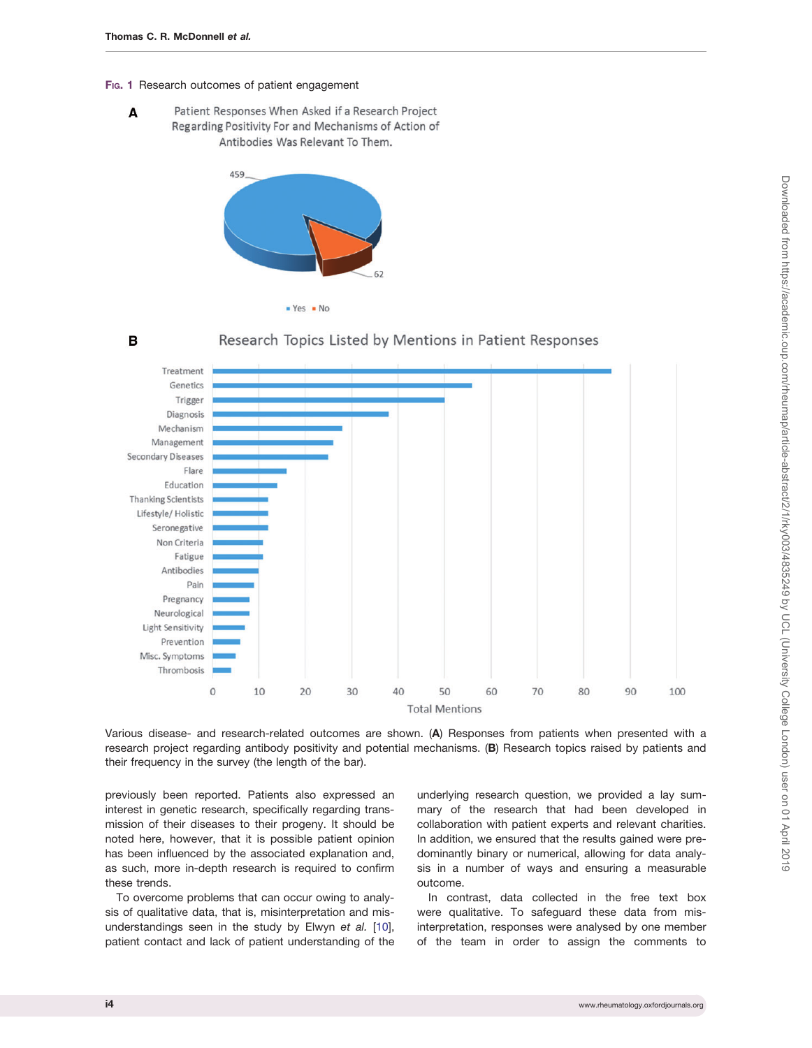**Fig. 1** Research outcomes of patient engagement

Various disease- and research-related outcomes are shown. (**A**) Responses from patients when presented with a research project regarding antibody positivity and potential mechanisms. (**B**) Research topics raised by patients and their frequency in the survey (the length of the bar).

previously been reported. Patients also expressed an interest in genetic research, specifically regarding transmission of their diseases to their progeny. It should be noted here, however, that it is possible patient opinion has been influenced by the associated explanation and, as such, more in-depth research is required to confirm these trends.

To overcome problems that can occur owing to analysis of qualitative data, that is, misinterpretation and misunderstandings seen in the study by Elwyn *et al.* [10], patient contact and lack of patient understanding of the underlying research question, we provided a lay summary of the research that had been developed in collaboration with patient experts and relevant charities. In addition, we ensured that the results gained were predominantly binary or numerical, allowing for data analysis in a number of ways and ensuring a measurable outcome.

In contrast, data collected in the free text box were qualitative. To safeguard these data from misinterpretation, responses were analysed by one member of the team in order to assign the comments to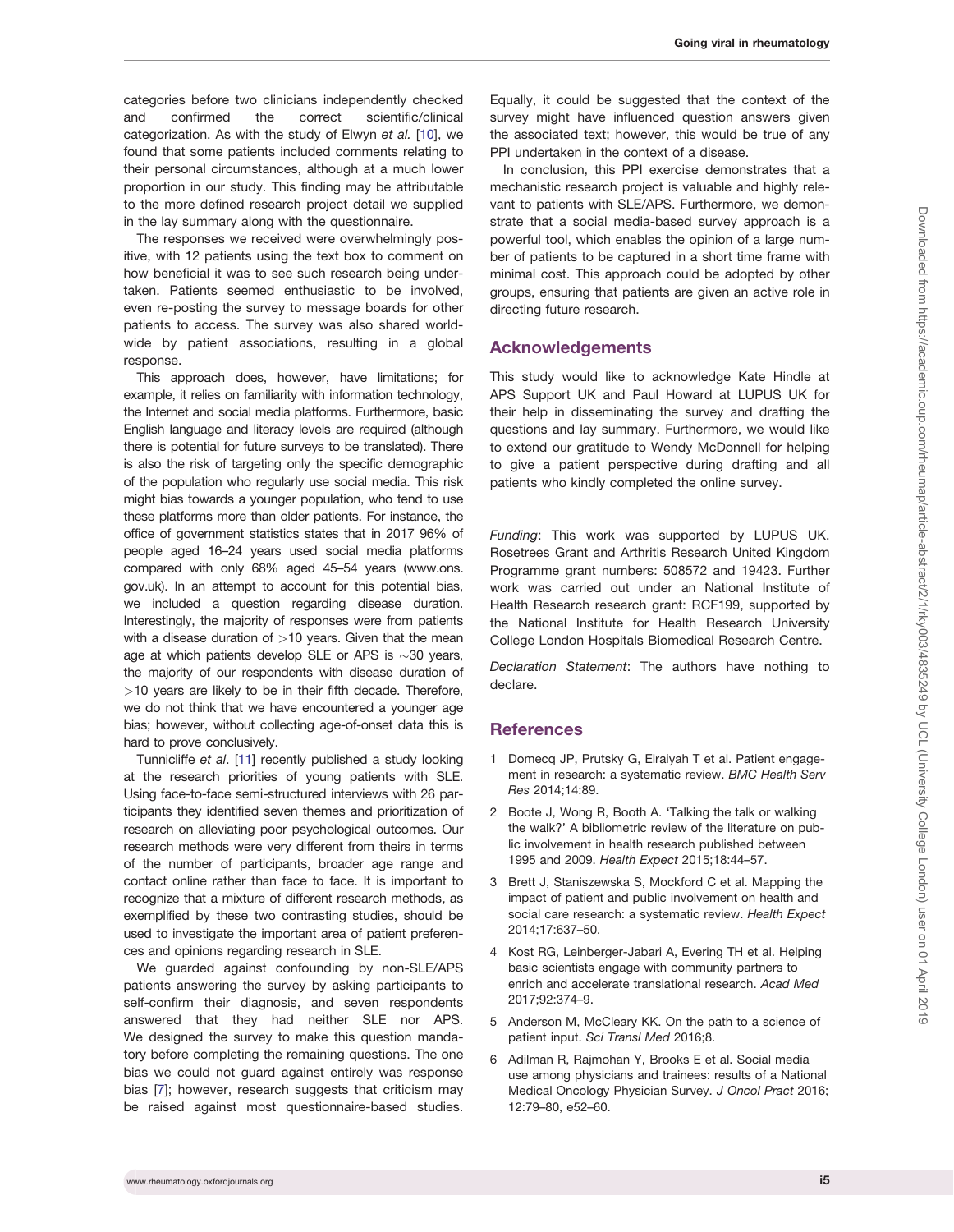categories before two clinicians independently checked and confirmed the correct scientific/clinical categorization. As with the study of Elwyn *et al.* [10], we found that some patients included comments relating to their personal circumstances, although at a much lower proportion in our study. This finding may be attributable to the more defined research project detail we supplied in the lay summary along with the questionnaire.

The responses we received were overwhelmingly positive, with 12 patients using the text box to comment on how beneficial it was to see such research being undertaken. Patients seemed enthusiastic to be involved, even re-posting the survey to message boards for other patients to access. The survey was also shared worldwide by patient associations, resulting in a global response.

This approach does, however, have limitations; for example, it relies on familiarity with information technology, the Internet and social media platforms. Furthermore, basic English language and literacy levels are required (although there is potential for future surveys to be translated). There is also the risk of targeting only the specific demographic of the population who regularly use social media. This risk might bias towards a younger population, who tend to use these platforms more than older patients. For instance, the office of government statistics states that in 2017 96% of people aged 16–24 years used social media platforms compared with only 68% aged 45–54 years (www.ons.gov.uk). In an attempt to account for this potential bias, we included a question regarding disease duration. Interestingly, the majority of responses were from patients with a disease duration of >10 years. Given that the mean age at which patients develop SLE or APS is ~30 years, the majority of our respondents with disease duration of >10 years are likely to be in their fifth decade. Therefore, we do not think that we have encountered a younger age bias; however, without collecting age-of-onset data this is hard to prove conclusively.

Tunnicliffe *et al*. [11] recently published a study looking at the research priorities of young patients with SLE. Using face-to-face semi-structured interviews with 26 participants they identified seven themes and prioritization of research on alleviating poor psychological outcomes. Our research methods were very different from theirs in terms of the number of participants, broader age range and contact online rather than face to face. It is important to recognize that a mixture of different research methods, as exemplified by these two contrasting studies, should be used to investigate the important area of patient preferences and opinions regarding research in SLE.

We guarded against confounding by non-SLE/APS patients answering the survey by asking participants to self-confirm their diagnosis, and seven respondents answered that they had neither SLE nor APS. We designed the survey to make this question mandatory before completing the remaining questions. The one bias we could not guard against entirely was response bias [7]; however, research suggests that criticism may be raised against most questionnaire-based studies. Equally, it could be suggested that the context of the survey might have influenced question answers given the associated text; however, this would be true of any PPI undertaken in the context of a disease.

In conclusion, this PPI exercise demonstrates that a mechanistic research project is valuable and highly relevant to patients with SLE/APS. Furthermore, we demonstrate that a social media-based survey approach is a powerful tool, which enables the opinion of a large number of patients to be captured in a short time frame with minimal cost. This approach could be adopted by other groups, ensuring that patients are given an active role in directing future research.

## Acknowledgements

This study would like to acknowledge Kate Hindle at APS Support UK and Paul Howard at LUPUS UK for their help in disseminating the survey and drafting the questions and lay summary. Furthermore, we would like to extend our gratitude to Wendy McDonnell for helping to give a patient perspective during drafting and all patients who kindly completed the online survey.

*Funding*: This work was supported by LUPUS UK. Rosetrees Grant and Arthritis Research United Kingdom Programme grant numbers: 508572 and 19423. Further work was carried out under an National Institute of Health Research research grant: RCF199, supported by the National Institute for Health Research University College London Hospitals Biomedical Research Centre.

*Declaration Statement*: The authors have nothing to declare.

## References

1 Domecq JP, Prutsky G, Elraiyah T et al. Patient engagement in research: a systematic review. *BMC Health Serv Res* 2014;14:89.

2 Boote J, Wong R, Booth A. 'Talking the talk or walking the walk?' A bibliometric review of the literature on public involvement in health research published between 1995 and 2009. *Health Expect* 2015;18:44–57.

3 Brett J, Staniszewska S, Mockford C et al. Mapping the impact of patient and public involvement on health and social care research: a systematic review. *Health Expect* 2014;17:637–50.

4 Kost RG, Leinberger-Jabari A, Evering TH et al. Helping basic scientists engage with community partners to enrich and accelerate translational research. *Acad Med* 2017;92:374–9.

5 Anderson M, McCleary KK. On the path to a science of patient input. *Sci Transl Med* 2016;8.

6 Adilman R, Rajmohan Y, Brooks E et al. Social media use among physicians and trainees: results of a National Medical Oncology Physician Survey. *J Oncol Pract* 2016; 12:79–80, e52–60.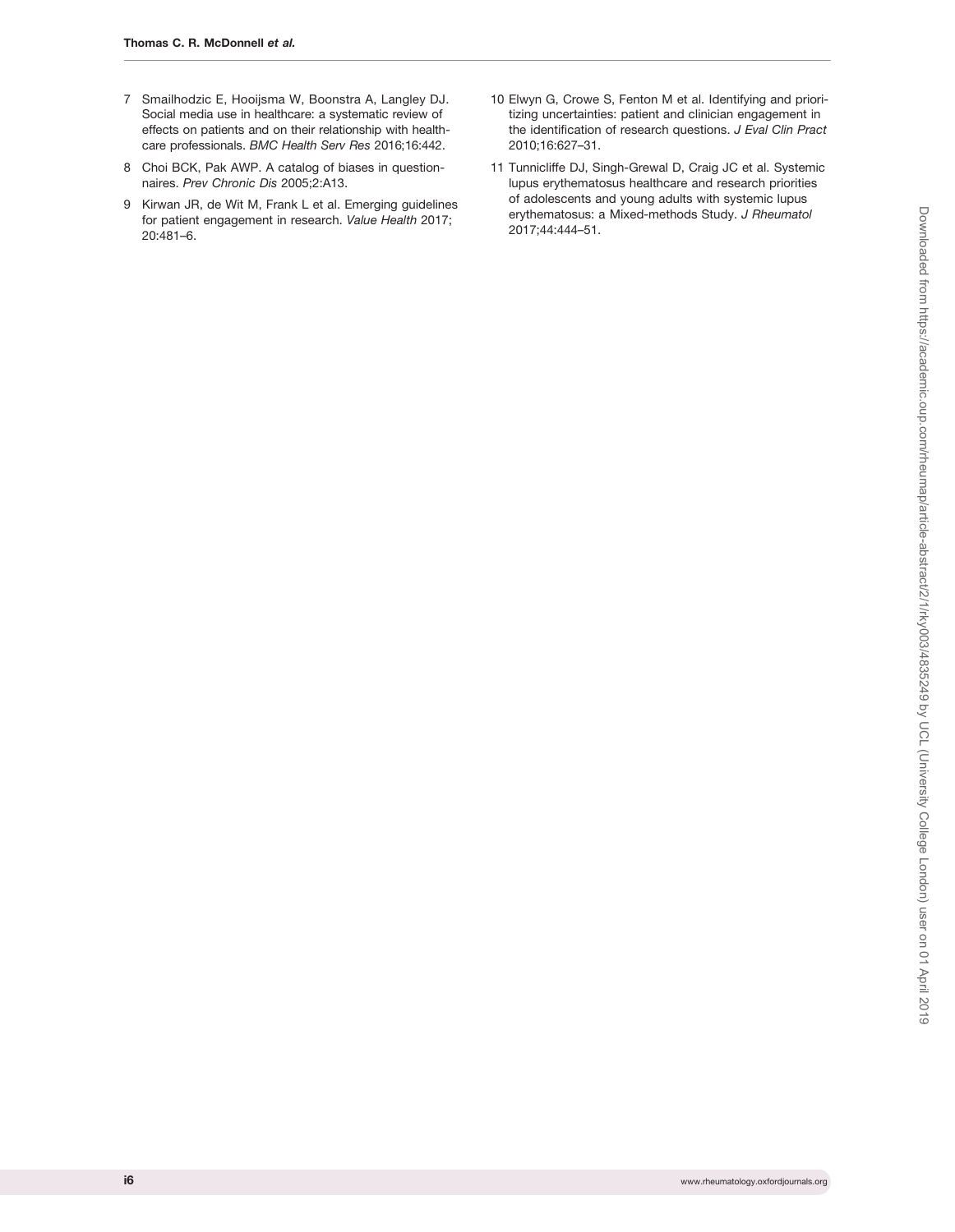7 Smailhodzic E, Hooijsma W, Boonstra A, Langley DJ. Social media use in healthcare: a systematic review of effects on patients and on their relationship with healthcare professionals. *BMC Health Serv Res* 2016;16:442.

8 Choi BCK, Pak AWP. A catalog of biases in questionnaires. *Prev Chronic Dis* 2005;2:A13.

9 Kirwan JR, de Wit M, Frank L et al. Emerging guidelines for patient engagement in research. *Value Health* 2017; 20:481–6.

10 Elwyn G, Crowe S, Fenton M et al. Identifying and prioritizing uncertainties: patient and clinician engagement in the identification of research questions. *J Eval Clin Pract* 2010;16:627–31.

11 Tunnicliffe DJ, Singh-Grewal D, Craig JC et al. Systemic lupus erythematosus healthcare and research priorities of adolescents and young adults with systemic lupus erythematosus: a Mixed-methods Study. *J Rheumatol* 2017;44:444–51.